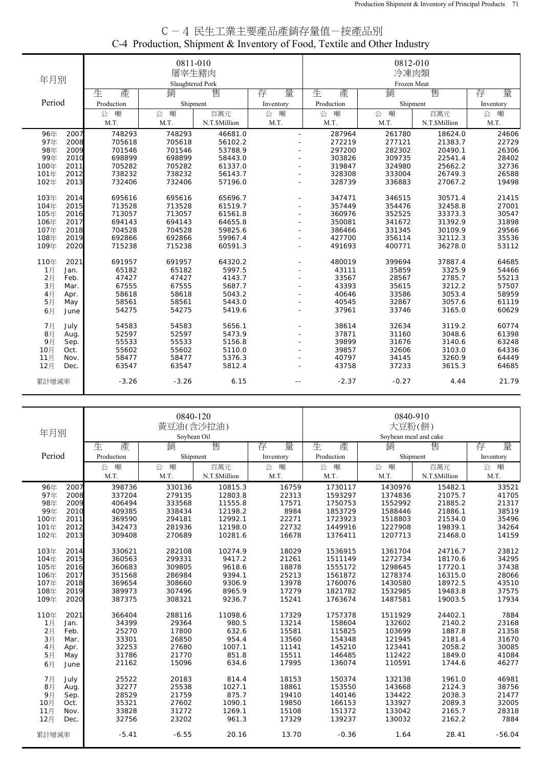# C－4 民生工業主要產品產銷存量值－按產品別

## C-4 Production, Shipment & Inventory of Food, Textile and Other Industry

| 年月別 Period | 0811-010 屠宰生豬肉 Slaughtered Pork | | | | 0812-010 冷凍肉類 Frozen Meat | | | |
|---|---|---|---|---|---|---|---|---|
| | 生產 Production | 銷售 Shipment | | 存量 Inventory | 生產 Production | 銷售 Shipment | | 存量 Inventory |
| | 公噸 M.T. | 公噸 M.T. | 百萬元 N.T.$Million | 公噸 M.T. | 公噸 M.T. | 公噸 M.T. | 百萬元 N.T.$Million | 公噸 M.T. |
| 96年 2007 | 748293 | 748293 | 46681.0 | - | 287964 | 261780 | 18624.0 | 24606 |
| 97年 2008 | 705618 | 705618 | 56102.2 | - | 272219 | 277121 | 21383.7 | 22729 |
| 98年 2009 | 701546 | 701546 | 53788.9 | - | 297200 | 282302 | 20490.1 | 26306 |
| 99年 2010 | 698899 | 698899 | 58443.0 | - | 303826 | 309735 | 22541.4 | 28402 |
| 100年 2011 | 705282 | 705282 | 61337.0 | - | 319847 | 324980 | 25662.2 | 32736 |
| 101年 2012 | 738232 | 738232 | 56143.7 | - | 328308 | 333004 | 26749.3 | 26588 |
| 102年 2013 | 732406 | 732406 | 57196.0 | - | 328739 | 336883 | 27067.2 | 19498 |
| 103年 2014 | 695616 | 695616 | 65696.7 | - | 347471 | 346515 | 30571.4 | 21415 |
| 104年 2015 | 713528 | 713528 | 61519.7 | - | 357449 | 354476 | 32458.8 | 27001 |
| 105年 2016 | 713057 | 713057 | 61561.8 | - | 360976 | 352525 | 33373.3 | 30547 |
| 106年 2017 | 694143 | 694143 | 64655.8 | - | 350081 | 341672 | 31392.9 | 31898 |
| 107年 2018 | 704528 | 704528 | 59825.6 | - | 386466 | 331345 | 30109.9 | 29566 |
| 108年 2019 | 692866 | 692866 | 59967.4 | - | 427700 | 356114 | 32112.3 | 35536 |
| 109年 2020 | 715238 | 715238 | 60591.3 | - | 491693 | 400771 | 36278.0 | 53112 |
| 110年 2021 | 691957 | 691957 | 64320.2 | - | 480019 | 399694 | 37887.4 | 64685 |
| 1月 Jan. | 65182 | 65182 | 5997.5 | - | 43111 | 35859 | 3325.9 | 54466 |
| 2月 Feb. | 47427 | 47427 | 4143.7 | - | 33567 | 28567 | 2785.7 | 55213 |
| 3月 Mar. | 67555 | 67555 | 5687.7 | - | 43393 | 35615 | 3212.2 | 57507 |
| 4月 Apr. | 58618 | 58618 | 5043.2 | - | 40646 | 33586 | 3053.4 | 58959 |
| 5月 May | 58561 | 58561 | 5443.0 | - | 40545 | 32867 | 3057.6 | 61119 |
| 6月 June | 54275 | 54275 | 5419.6 | - | 37961 | 33746 | 3165.0 | 60629 |
| 7月 July | 54583 | 54583 | 5656.1 | - | 38614 | 32634 | 3119.2 | 60774 |
| 8月 Aug. | 52597 | 52597 | 5473.9 | - | 37871 | 31160 | 3048.6 | 61398 |
| 9月 Sep. | 55533 | 55533 | 5156.8 | - | 39899 | 31676 | 3140.6 | 63248 |
| 10月 Oct. | 55602 | 55602 | 5110.0 | - | 39857 | 32606 | 3103.0 | 64336 |
| 11月 Nov. | 58477 | 58477 | 5376.3 | - | 40797 | 34145 | 3260.9 | 64449 |
| 12月 Dec. | 63547 | 63547 | 5812.4 | - | 43758 | 37233 | 3615.3 | 64685 |
| 累計增減率 | -3.26 | -3.26 | 6.15 | -- | -2.37 | -0.27 | 4.44 | 21.79 |

| 年月別 Period | 0840-120 黃豆油(含沙拉油) Soybean Oil | | | | 0840-910 大豆粉(餅) Soybean meal and cake | | | |
|---|---|---|---|---|---|---|---|---|
| | 生產 Production | 銷售 Shipment | | 存量 Inventory | 生產 Production | 銷售 Shipment | | 存量 Inventory |
| | 公噸 M.T. | 公噸 M.T. | 百萬元 N.T.$Million | 公噸 M.T. | 公噸 M.T. | 公噸 M.T. | 百萬元 N.T.$Million | 公噸 M.T. |
| 96年 2007 | 398736 | 330136 | 10815.3 | 16759 | 1730117 | 1430976 | 15482.1 | 33521 |
| 97年 2008 | 337204 | 279135 | 12803.8 | 22313 | 1593297 | 1374836 | 21075.7 | 41705 |
| 98年 2009 | 406494 | 333568 | 11555.8 | 17571 | 1750753 | 1552992 | 21885.2 | 21317 |
| 99年 2010 | 409385 | 338434 | 12198.2 | 8984 | 1853729 | 1588446 | 21886.1 | 38519 |
| 100年 2011 | 369590 | 294181 | 12992.1 | 22271 | 1723923 | 1518803 | 21534.0 | 35496 |
| 101年 2012 | 342473 | 281936 | 12198.0 | 22732 | 1449916 | 1227908 | 19839.1 | 34264 |
| 102年 2013 | 309408 | 270689 | 10281.6 | 16678 | 1376411 | 1207713 | 21468.0 | 14159 |
| 103年 2014 | 330621 | 282108 | 10274.9 | 18029 | 1536915 | 1361704 | 24716.7 | 23812 |
| 104年 2015 | 360563 | 299331 | 9417.2 | 21261 | 1511149 | 1272734 | 18170.6 | 34295 |
| 105年 2016 | 360683 | 309805 | 9618.6 | 18878 | 1555172 | 1298645 | 17720.1 | 37438 |
| 106年 2017 | 351568 | 286984 | 9394.1 | 25213 | 1561872 | 1278374 | 16315.0 | 28066 |
| 107年 2018 | 369654 | 308660 | 9306.9 | 13978 | 1760076 | 1430580 | 18972.5 | 43510 |
| 108年 2019 | 389973 | 307496 | 8965.9 | 17279 | 1821782 | 1532985 | 19483.8 | 37575 |
| 109年 2020 | 387375 | 308321 | 9236.7 | 15241 | 1763674 | 1487581 | 19003.5 | 17934 |
| 110年 2021 | 366404 | 288116 | 11098.6 | 17329 | 1757378 | 1511929 | 24402.1 | 7884 |
| 1月 Jan. | 34399 | 29364 | 980.5 | 13214 | 158604 | 132602 | 2140.2 | 23168 |
| 2月 Feb. | 25270 | 17800 | 632.6 | 15581 | 115825 | 103699 | 1887.8 | 21358 |
| 3月 Mar. | 33301 | 26850 | 954.4 | 13560 | 154348 | 121945 | 2181.4 | 31670 |
| 4月 Apr. | 32253 | 27680 | 1007.1 | 11141 | 145210 | 123441 | 2058.2 | 30085 |
| 5月 May | 31786 | 21770 | 851.8 | 15511 | 146485 | 112422 | 1849.0 | 41084 |
| 6月 June | 21162 | 15096 | 634.6 | 17995 | 136074 | 110591 | 1744.6 | 46277 |
| 7月 July | 25522 | 20183 | 814.4 | 18153 | 150374 | 132138 | 1961.0 | 46981 |
| 8月 Aug. | 32277 | 25538 | 1027.1 | 18861 | 153550 | 143668 | 2124.3 | 38756 |
| 9月 Sep. | 28529 | 21759 | 875.7 | 19410 | 140146 | 134422 | 2038.3 | 21477 |
| 10月 Oct. | 35321 | 27602 | 1090.1 | 19850 | 166153 | 133927 | 2089.3 | 32005 |
| 11月 Nov. | 33828 | 31272 | 1269.1 | 15108 | 151372 | 133042 | 2165.7 | 28318 |
| 12月 Dec. | 32756 | 23202 | 961.3 | 17329 | 139237 | 130032 | 2162.2 | 7884 |
| 累計增減率 | -5.41 | -6.55 | 20.16 | 13.70 | -0.36 | 1.64 | 28.41 | -56.04 |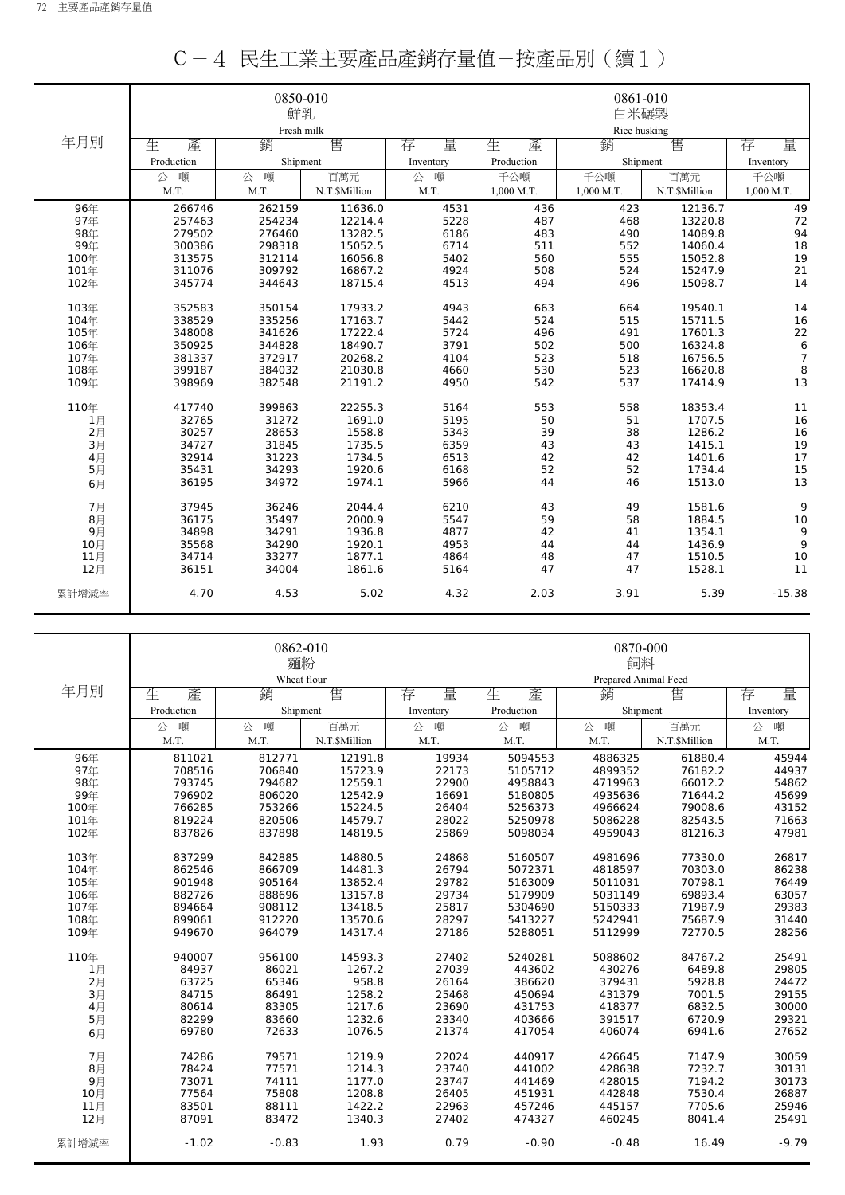# C－4 民生工業主要產品產銷存量值－按產品別（續1）

| 年月別 | 0850-010 鮮乳 Fresh milk 生產 Production 公噸 M.T. | 銷售 Shipment 公噸 M.T. | 銷售 Shipment 百萬元 N.T.$Million | 存量 Inventory 公噸 M.T. | 0861-010 白米碾製 Rice husking 生產 Production 千公噸 1,000 M.T. | 銷售 Shipment 千公噸 1,000 M.T. | 銷售 Shipment 百萬元 N.T.$Million | 存量 Inventory 千公噸 1,000 M.T. |
|---|---|---|---|---|---|---|---|---|
| 96年 | 266746 | 262159 | 11636.0 | 4531 | 436 | 423 | 12136.7 | 49 |
| 97年 | 257463 | 254234 | 12214.4 | 5228 | 487 | 468 | 13220.8 | 72 |
| 98年 | 279502 | 276460 | 13282.5 | 6186 | 483 | 490 | 14089.8 | 94 |
| 99年 | 300386 | 298318 | 15052.5 | 6714 | 511 | 552 | 14060.4 | 18 |
| 100年 | 313575 | 312114 | 16056.8 | 5402 | 560 | 555 | 15052.8 | 19 |
| 101年 | 311076 | 309792 | 16867.2 | 4924 | 508 | 524 | 15247.9 | 21 |
| 102年 | 345774 | 344643 | 18715.4 | 4513 | 494 | 496 | 15098.7 | 14 |
| 103年 | 352583 | 350154 | 17933.2 | 4943 | 663 | 664 | 19540.1 | 14 |
| 104年 | 338529 | 335256 | 17163.7 | 5442 | 524 | 515 | 15711.5 | 16 |
| 105年 | 348008 | 341626 | 17222.4 | 5724 | 496 | 491 | 17601.3 | 22 |
| 106年 | 350925 | 344828 | 18490.7 | 3791 | 502 | 500 | 16324.8 | 6 |
| 107年 | 381337 | 372917 | 20268.2 | 4104 | 523 | 518 | 16756.5 | 7 |
| 108年 | 399187 | 384032 | 21030.8 | 4660 | 530 | 523 | 16620.8 | 8 |
| 109年 | 398969 | 382548 | 21191.2 | 4950 | 542 | 537 | 17414.9 | 13 |
| 110年 | 417740 | 399863 | 22255.3 | 5164 | 553 | 558 | 18353.4 | 11 |
| 1月 | 32765 | 31272 | 1691.0 | 5195 | 50 | 51 | 1707.5 | 16 |
| 2月 | 30257 | 28653 | 1558.8 | 5343 | 39 | 38 | 1286.2 | 16 |
| 3月 | 34727 | 31845 | 1735.5 | 6359 | 43 | 43 | 1415.1 | 19 |
| 4月 | 32914 | 31223 | 1734.5 | 6513 | 42 | 42 | 1401.6 | 17 |
| 5月 | 35431 | 34293 | 1920.6 | 6168 | 52 | 52 | 1734.4 | 15 |
| 6月 | 36195 | 34972 | 1974.1 | 5966 | 44 | 46 | 1513.0 | 13 |
| 7月 | 37945 | 36246 | 2044.4 | 6210 | 43 | 49 | 1581.6 | 9 |
| 8月 | 36175 | 35497 | 2000.9 | 5547 | 59 | 58 | 1884.5 | 10 |
| 9月 | 34898 | 34291 | 1936.8 | 4877 | 42 | 41 | 1354.1 | 9 |
| 10月 | 35568 | 34290 | 1920.1 | 4953 | 44 | 44 | 1436.9 | 9 |
| 11月 | 34714 | 33277 | 1877.1 | 4864 | 48 | 47 | 1510.5 | 10 |
| 12月 | 36151 | 34004 | 1861.6 | 5164 | 47 | 47 | 1528.1 | 11 |
| 累計增減率 | 4.70 | 4.53 | 5.02 | 4.32 | 2.03 | 3.91 | 5.39 | -15.38 |

| 年月別 | 0862-010 麵粉 Wheat flour 生產 Production 公噸 M.T. | 銷售 Shipment 公噸 M.T. | 銷售 Shipment 百萬元 N.T.$Million | 存量 Inventory 公噸 M.T. | 0870-000 飼料 Prepared Animal Feed 生產 Production 公噸 M.T. | 銷售 Shipment 公噸 M.T. | 銷售 Shipment 百萬元 N.T.$Million | 存量 Inventory 公噸 M.T. |
|---|---|---|---|---|---|---|---|---|
| 96年 | 811021 | 812771 | 12191.8 | 19934 | 5094553 | 4886325 | 61880.4 | 45944 |
| 97年 | 708516 | 706840 | 15723.9 | 22173 | 5105712 | 4899352 | 76182.2 | 44937 |
| 98年 | 793745 | 794682 | 12559.1 | 22900 | 4958843 | 4719963 | 66012.2 | 54862 |
| 99年 | 796902 | 806020 | 12542.9 | 16691 | 5180805 | 4935636 | 71644.2 | 45699 |
| 100年 | 766285 | 753266 | 15224.5 | 26404 | 5256373 | 4966624 | 79008.6 | 43152 |
| 101年 | 819224 | 820506 | 14579.7 | 28022 | 5250978 | 5086228 | 82543.5 | 71663 |
| 102年 | 837826 | 837898 | 14819.5 | 25869 | 5098034 | 4959043 | 81216.3 | 47981 |
| 103年 | 837299 | 842885 | 14880.5 | 24868 | 5160507 | 4981696 | 77330.0 | 26817 |
| 104年 | 862546 | 866709 | 14481.3 | 26794 | 5072371 | 4818597 | 70303.0 | 86238 |
| 105年 | 901948 | 905164 | 13852.4 | 29782 | 5163009 | 5011031 | 70798.1 | 76449 |
| 106年 | 882726 | 888696 | 13157.8 | 29734 | 5179909 | 5031149 | 69893.4 | 63057 |
| 107年 | 894664 | 908112 | 13418.5 | 25817 | 5304690 | 5150333 | 71987.9 | 29383 |
| 108年 | 899061 | 912220 | 13570.6 | 28297 | 5413227 | 5242941 | 75687.9 | 31440 |
| 109年 | 949670 | 964079 | 14317.4 | 27186 | 5288051 | 5112999 | 72770.5 | 28256 |
| 110年 | 940007 | 956100 | 14593.3 | 27402 | 5240281 | 5088602 | 84767.2 | 25491 |
| 1月 | 84937 | 86021 | 1267.2 | 27039 | 443602 | 430276 | 6489.8 | 29805 |
| 2月 | 63725 | 65346 | 958.8 | 26164 | 386620 | 379431 | 5928.8 | 24472 |
| 3月 | 84715 | 86491 | 1258.2 | 25468 | 450694 | 431379 | 7001.5 | 29155 |
| 4月 | 80614 | 83305 | 1217.6 | 23690 | 431753 | 418377 | 6832.5 | 30000 |
| 5月 | 82299 | 83660 | 1232.6 | 23340 | 403666 | 391517 | 6720.9 | 29321 |
| 6月 | 69780 | 72633 | 1076.5 | 21374 | 417054 | 406074 | 6941.6 | 27652 |
| 7月 | 74286 | 79571 | 1219.9 | 22024 | 440917 | 426645 | 7147.9 | 30059 |
| 8月 | 78424 | 77571 | 1214.3 | 23740 | 441002 | 428638 | 7232.7 | 30131 |
| 9月 | 73071 | 74111 | 1177.0 | 23747 | 441469 | 428015 | 7194.2 | 30173 |
| 10月 | 77564 | 75808 | 1208.8 | 26405 | 451931 | 442848 | 7530.4 | 26887 |
| 11月 | 83501 | 88111 | 1422.2 | 22963 | 457246 | 445157 | 7705.6 | 25946 |
| 12月 | 87091 | 83472 | 1340.3 | 27402 | 474327 | 460245 | 8041.4 | 25491 |
| 累計增減率 | -1.02 | -0.83 | 1.93 | 0.79 | -0.90 | -0.48 | 16.49 | -9.79 |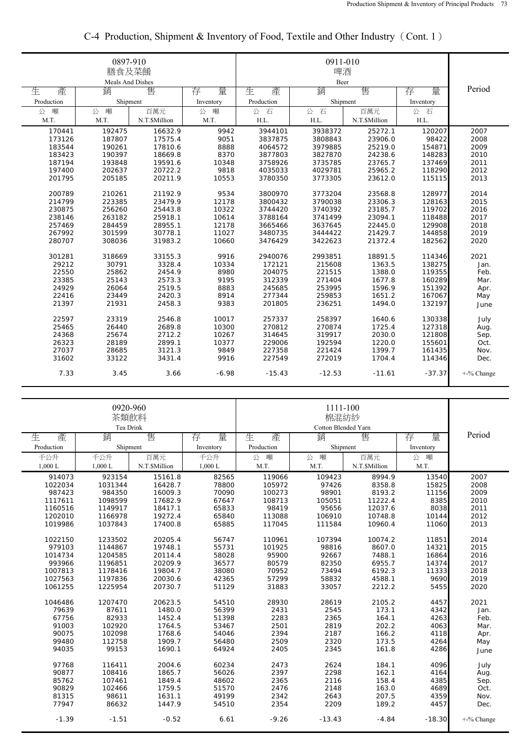# C-4 Production, Shipment & Inventory of Food, Textile and Other Industry（Cont. 1）

| 0897-910 膳食及菜餚 Meals And Dishes | | | | 0911-010 啤酒 Beer | | | | Period |
|---|---|---|---|---|---|---|---|---|
| 生產 Production | 銷售 Shipment | | 存量 Inventory | 生產 Production | 銷售 Shipment | | 存量 Inventory | |
| 公噸 M.T. | 公噸 M.T. | 百萬元 N.T.$Million | 公噸 M.T. | 公石 H.L. | 公石 H.L. | 百萬元 N.T.$Million | 公石 H.L. | |
| 170441 | 192475 | 16632.9 | 9942 | 3944101 | 3938372 | 25272.1 | 120207 | 2007 |
| 173126 | 187807 | 17575.4 | 9051 | 3837875 | 3808843 | 23906.0 | 98422 | 2008 |
| 183544 | 190261 | 17810.6 | 8888 | 4064572 | 3979885 | 25219.0 | 154871 | 2009 |
| 183423 | 190397 | 18669.8 | 8370 | 3877803 | 3827870 | 24238.6 | 148283 | 2010 |
| 187194 | 193848 | 19591.6 | 10348 | 3758926 | 3735785 | 23765.7 | 137469 | 2011 |
| 197400 | 202637 | 20722.2 | 9818 | 4035033 | 4029781 | 25965.2 | 118290 | 2012 |
| 201795 | 205185 | 20211.9 | 10553 | 3780350 | 3773305 | 23612.0 | 115115 | 2013 |
| 200789 | 210261 | 21192.9 | 9534 | 3800970 | 3773204 | 23568.8 | 128977 | 2014 |
| 214799 | 223385 | 23479.9 | 12178 | 3800432 | 3790038 | 23306.3 | 128163 | 2015 |
| 230875 | 256260 | 25443.8 | 10322 | 3744420 | 3740392 | 23185.7 | 119702 | 2016 |
| 238146 | 263182 | 25918.1 | 10614 | 3788164 | 3741499 | 23094.1 | 118488 | 2017 |
| 257469 | 284459 | 28955.1 | 12178 | 3665466 | 3637645 | 22445.0 | 129908 | 2018 |
| 267992 | 301599 | 30778.1 | 11027 | 3480735 | 3444422 | 21429.7 | 144858 | 2019 |
| 280707 | 308036 | 31983.2 | 10660 | 3476429 | 3422623 | 21372.4 | 182562 | 2020 |
| 301281 | 318669 | 33155.3 | 9916 | 2940076 | 2993851 | 18891.5 | 114346 | 2021 |
| 29212 | 30791 | 3328.4 | 10334 | 172121 | 215608 | 1363.5 | 138275 | Jan. |
| 22550 | 25862 | 2454.9 | 8980 | 204075 | 221515 | 1388.0 | 119355 | Feb. |
| 23385 | 25143 | 2573.3 | 9195 | 312339 | 271404 | 1677.8 | 160289 | Mar. |
| 24929 | 26064 | 2519.5 | 8883 | 245685 | 253995 | 1596.9 | 151392 | Apr. |
| 22416 | 23449 | 2420.3 | 8914 | 277344 | 259853 | 1651.2 | 167067 | May |
| 21397 | 21931 | 2458.3 | 9383 | 201805 | 236251 | 1494.0 | 132197 | June |
| 22597 | 23319 | 2546.8 | 10017 | 257337 | 258397 | 1640.6 | 130338 | July |
| 25465 | 26440 | 2689.8 | 10300 | 270812 | 270874 | 1725.4 | 127318 | Aug. |
| 24368 | 25674 | 2712.2 | 10267 | 314645 | 319917 | 2030.0 | 121808 | Sep. |
| 26323 | 28189 | 2899.1 | 10377 | 229006 | 192594 | 1220.0 | 155601 | Oct. |
| 27037 | 28685 | 3121.3 | 9849 | 227358 | 221424 | 1399.7 | 161435 | Nov. |
| 31602 | 33122 | 3431.4 | 9916 | 227549 | 272019 | 1704.4 | 114346 | Dec. |
| 7.33 | 3.45 | 3.66 | -6.98 | -15.43 | -12.53 | -11.61 | -37.37 | +-% Change |

| 0920-960 茶類飲料 Tea Drink | | | | 1111-100 棉混紡紗 Cotton Blended Yarn | | | | Period |
|---|---|---|---|---|---|---|---|---|
| 生產 Production | 銷售 Shipment | | 存量 Inventory | 生產 Production | 銷售 Shipment | | 存量 Inventory | |
| 千公升 1,000 L | 千公升 1,000 L | 百萬元 N.T.$Million | 千公升 1,000 L | 公噸 M.T. | 公噸 M.T. | 百萬元 N.T.$Million | 公噸 M.T. | |
| 914073 | 923154 | 15161.8 | 82565 | 119066 | 109423 | 8994.9 | 13540 | 2007 |
| 1022034 | 1031344 | 16428.7 | 78800 | 105972 | 97426 | 8358.8 | 15825 | 2008 |
| 987423 | 984350 | 16009.3 | 70090 | 100273 | 98901 | 8193.2 | 11156 | 2009 |
| 1117611 | 1098599 | 17682.9 | 67647 | 108713 | 105051 | 11222.4 | 8385 | 2010 |
| 1160516 | 1149917 | 18417.1 | 65833 | 98419 | 95656 | 12037.6 | 8038 | 2011 |
| 1202010 | 1166978 | 19272.4 | 65840 | 113088 | 106910 | 10748.8 | 10144 | 2012 |
| 1019986 | 1037843 | 17400.8 | 65885 | 117045 | 111584 | 10960.4 | 11060 | 2013 |
| 1022150 | 1233502 | 20205.4 | 56747 | 110961 | 107394 | 10074.2 | 11851 | 2014 |
| 979103 | 1144867 | 19748.1 | 55731 | 101925 | 98816 | 8607.0 | 14321 | 2015 |
| 1014734 | 1204585 | 20114.4 | 58028 | 95900 | 92667 | 7488.1 | 16864 | 2016 |
| 993966 | 1196851 | 20209.9 | 36577 | 80579 | 82350 | 6955.7 | 14374 | 2017 |
| 1007813 | 1178416 | 19804.7 | 38080 | 70952 | 73494 | 6192.3 | 11333 | 2018 |
| 1027563 | 1197836 | 20030.6 | 42365 | 57299 | 58832 | 4588.1 | 9690 | 2019 |
| 1061255 | 1225954 | 20730.7 | 51129 | 31883 | 33057 | 2212.2 | 5455 | 2020 |
| 1046486 | 1207470 | 20623.5 | 54510 | 28930 | 28619 | 2105.2 | 4457 | 2021 |
| 79639 | 87611 | 1480.0 | 56399 | 2431 | 2545 | 173.1 | 4342 | Jan. |
| 67756 | 82933 | 1452.4 | 51398 | 2283 | 2365 | 164.1 | 4263 | Feb. |
| 91003 | 102920 | 1764.5 | 53467 | 2501 | 2819 | 202.2 | 4063 | Mar. |
| 90075 | 102098 | 1768.6 | 54046 | 2394 | 2187 | 166.2 | 4118 | Apr. |
| 99480 | 112758 | 1909.7 | 56480 | 2509 | 2320 | 173.5 | 4264 | May |
| 94035 | 99153 | 1690.1 | 64924 | 2405 | 2345 | 161.8 | 4286 | June |
| 97768 | 116411 | 2004.6 | 60234 | 2473 | 2624 | 184.1 | 4096 | July |
| 90877 | 108416 | 1865.7 | 56026 | 2397 | 2298 | 162.1 | 4164 | Aug. |
| 85762 | 107461 | 1849.4 | 48602 | 2365 | 2116 | 158.4 | 4385 | Sep. |
| 90829 | 102466 | 1759.5 | 51570 | 2476 | 2148 | 163.0 | 4689 | Oct. |
| 81315 | 98611 | 1631.1 | 49199 | 2342 | 2643 | 207.5 | 4359 | Nov. |
| 77947 | 86632 | 1447.9 | 54510 | 2354 | 2209 | 189.2 | 4457 | Dec. |
| -1.39 | -1.51 | -0.52 | 6.61 | -9.26 | -13.43 | -4.84 | -18.30 | +-% Change |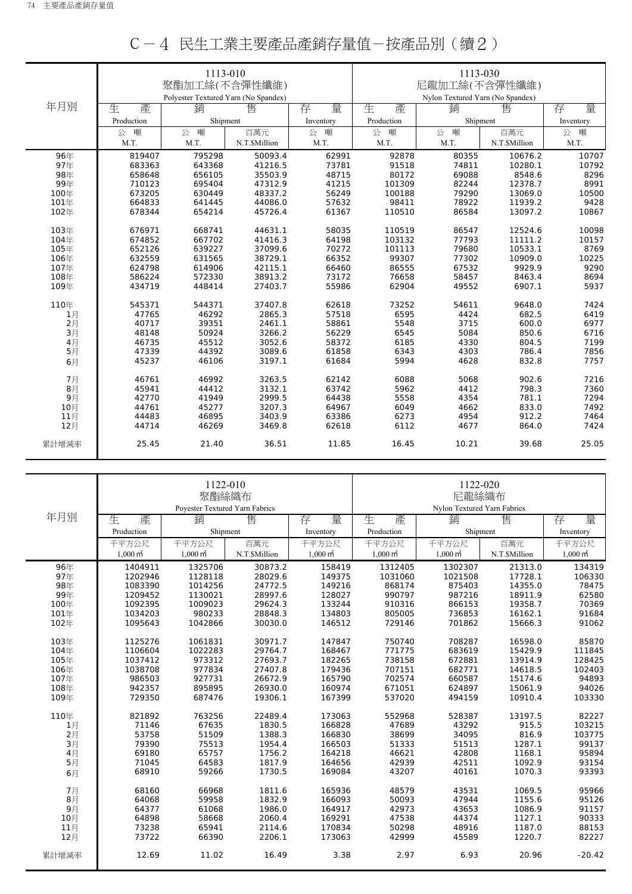# C－4 民生工業主要產品產銷存量值－按產品別（續2）

| 年月別 | 1113-010 聚酯加工絲(不含彈性纖維) Polyester Textured Yarn (No Spandex) | | | | 1113-030 尼龍加工絲(不含彈性纖維) Nylon Textured Yarn (No Spandex) | | | |
|---|---|---|---|---|---|---|---|---|
| | 生產 Production | 銷售 Shipment | | 存量 Inventory | 生產 Production | 銷售 Shipment | | 存量 Inventory |
| | 公噸 M.T. | 公噸 M.T. | 百萬元 N.T.$Million | 公噸 M.T. | 公噸 M.T. | 公噸 M.T. | 百萬元 N.T.$Million | 公噸 M.T. |
| 96年 | 819407 | 795298 | 50093.4 | 62991 | 92878 | 80355 | 10676.2 | 10707 |
| 97年 | 683363 | 643368 | 41216.5 | 73781 | 91518 | 74811 | 10280.1 | 10792 |
| 98年 | 658648 | 656105 | 35503.9 | 48715 | 80172 | 69088 | 8548.6 | 8296 |
| 99年 | 710123 | 695404 | 47312.9 | 41215 | 101309 | 82244 | 12378.7 | 8991 |
| 100年 | 673205 | 630449 | 48337.2 | 56249 | 100188 | 79290 | 13069.0 | 10500 |
| 101年 | 664833 | 641445 | 44086.0 | 57632 | 98411 | 78922 | 11939.2 | 9428 |
| 102年 | 678344 | 654214 | 45726.4 | 61367 | 110510 | 86584 | 13097.2 | 10867 |
| 103年 | 676971 | 668741 | 44631.1 | 58035 | 110519 | 86547 | 12524.6 | 10098 |
| 104年 | 674852 | 667702 | 41416.3 | 64198 | 103132 | 77793 | 11111.2 | 10157 |
| 105年 | 652126 | 639227 | 37099.6 | 70272 | 101113 | 79680 | 10533.1 | 8769 |
| 106年 | 632559 | 631565 | 38729.1 | 66352 | 99307 | 77302 | 10909.0 | 10225 |
| 107年 | 624798 | 614906 | 42115.1 | 66460 | 86555 | 67532 | 9929.9 | 9290 |
| 108年 | 586224 | 572330 | 38913.2 | 73172 | 76658 | 58457 | 8463.4 | 8694 |
| 109年 | 434719 | 448414 | 27403.7 | 55986 | 62904 | 49552 | 6907.1 | 5937 |
| 110年 | 545371 | 544371 | 37407.8 | 62618 | 73252 | 54611 | 9648.0 | 7424 |
| 1月 | 47765 | 46292 | 2865.3 | 57518 | 6595 | 4424 | 682.5 | 6419 |
| 2月 | 40717 | 39351 | 2461.1 | 58861 | 5548 | 3715 | 600.0 | 6977 |
| 3月 | 48148 | 50924 | 3266.2 | 56229 | 6545 | 5084 | 850.6 | 6716 |
| 4月 | 46735 | 45512 | 3052.6 | 58372 | 6185 | 4330 | 804.5 | 7199 |
| 5月 | 47339 | 44392 | 3089.6 | 61858 | 6343 | 4303 | 786.4 | 7856 |
| 6月 | 45237 | 46106 | 3197.1 | 61684 | 5994 | 4628 | 832.8 | 7757 |
| 7月 | 46761 | 46992 | 3263.5 | 62142 | 6088 | 5068 | 902.6 | 7216 |
| 8月 | 45941 | 44412 | 3132.1 | 63742 | 5962 | 4412 | 798.3 | 7360 |
| 9月 | 42770 | 41949 | 2999.5 | 64438 | 5558 | 4354 | 781.1 | 7294 |
| 10月 | 44761 | 45277 | 3207.3 | 64967 | 6049 | 4662 | 833.0 | 7492 |
| 11月 | 44483 | 46895 | 3403.9 | 63386 | 6273 | 4954 | 912.2 | 7464 |
| 12月 | 44714 | 46269 | 3469.8 | 62618 | 6112 | 4677 | 864.0 | 7424 |
| 累計增減率 | 25.45 | 21.40 | 36.51 | 11.85 | 16.45 | 10.21 | 39.68 | 25.05 |

| 年月別 | 1122-010 聚酯絲織布 Poyester Textured Yarn Fabrics | | | | 1122-020 尼龍絲織布 Nylon Textured Yarn Fabrics | | | |
|---|---|---|---|---|---|---|---|---|
| | 生產 Production | 銷售 Shipment | | 存量 Inventory | 生產 Production | 銷售 Shipment | | 存量 Inventory |
| | 千平方公尺 1,000㎡ | 千平方公尺 1,000㎡ | 百萬元 N.T.$Million | 千平方公尺 1,000㎡ | 千平方公尺 1,000㎡ | 千平方公尺 1,000㎡ | 百萬元 N.T.$Million | 千平方公尺 1,000㎡ |
| 96年 | 1404911 | 1325706 | 30873.2 | 158419 | 1312405 | 1302307 | 21313.0 | 134319 |
| 97年 | 1202946 | 1128118 | 28029.6 | 149375 | 1031060 | 1021508 | 17728.1 | 106330 |
| 98年 | 1083390 | 1014256 | 24772.5 | 149216 | 868174 | 875403 | 14355.0 | 78475 |
| 99年 | 1209452 | 1130021 | 28997.6 | 128027 | 990797 | 987216 | 18911.9 | 62580 |
| 100年 | 1092395 | 1009023 | 29624.3 | 133244 | 910316 | 866153 | 19358.7 | 70369 |
| 101年 | 1034203 | 980233 | 28848.3 | 134803 | 805005 | 736853 | 16162.1 | 91684 |
| 102年 | 1095643 | 1042866 | 30030.0 | 146512 | 729146 | 701862 | 15666.3 | 91062 |
| 103年 | 1125276 | 1061831 | 30971.7 | 147847 | 750740 | 708287 | 16598.0 | 85870 |
| 104年 | 1106604 | 1022283 | 29764.7 | 168467 | 771775 | 683619 | 15429.9 | 111845 |
| 105年 | 1037412 | 973312 | 27693.7 | 182265 | 738158 | 672881 | 13914.9 | 128425 |
| 106年 | 1038708 | 977834 | 27407.8 | 179436 | 707151 | 682771 | 14618.5 | 102403 |
| 107年 | 986503 | 927731 | 26672.9 | 165790 | 702574 | 660587 | 15174.6 | 94893 |
| 108年 | 942357 | 895895 | 26930.0 | 160974 | 671051 | 624897 | 15061.9 | 94026 |
| 109年 | 729350 | 687476 | 19306.1 | 167399 | 537020 | 494159 | 10910.4 | 103330 |
| 110年 | 821892 | 763256 | 22489.4 | 173063 | 552968 | 528387 | 13197.5 | 82227 |
| 1月 | 71146 | 67635 | 1830.5 | 166828 | 47689 | 43292 | 915.5 | 103215 |
| 2月 | 53758 | 51509 | 1388.3 | 166830 | 38699 | 34095 | 816.9 | 103775 |
| 3月 | 79390 | 75513 | 1954.4 | 166503 | 51333 | 51513 | 1287.1 | 99137 |
| 4月 | 69180 | 65757 | 1756.2 | 164218 | 46621 | 42808 | 1168.1 | 95894 |
| 5月 | 71045 | 64583 | 1817.9 | 164656 | 42939 | 42511 | 1092.9 | 93154 |
| 6月 | 68910 | 59266 | 1730.5 | 169084 | 43207 | 40161 | 1070.3 | 93393 |
| 7月 | 68160 | 66968 | 1811.6 | 165936 | 48579 | 43531 | 1069.5 | 95966 |
| 8月 | 64068 | 59958 | 1832.9 | 166093 | 50093 | 47944 | 1155.6 | 95126 |
| 9月 | 64377 | 61068 | 1986.0 | 164917 | 42973 | 43653 | 1086.9 | 91157 |
| 10月 | 64898 | 58668 | 2060.4 | 169291 | 47538 | 44374 | 1127.1 | 90333 |
| 11月 | 73238 | 65941 | 2114.6 | 170834 | 50298 | 48916 | 1187.0 | 88153 |
| 12月 | 73722 | 66390 | 2206.1 | 173063 | 42999 | 45589 | 1220.7 | 82227 |
| 累計增減率 | 12.69 | 11.02 | 16.49 | 3.38 | 2.97 | 6.93 | 20.96 | -20.42 |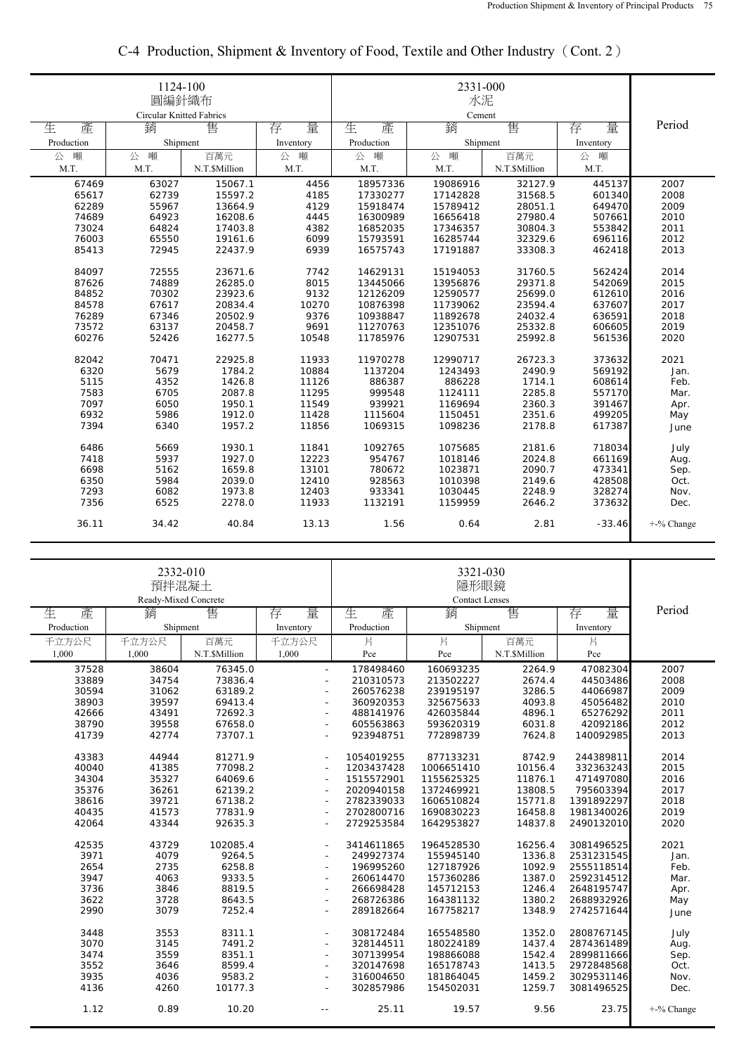# C-4 Production, Shipment & Inventory of Food, Textile and Other Industry（Cont. 2）

| 1124-100 圓編針織布 Circular Knitted Fabrics | | | | 2331-000 水泥 Cement | | | | Period |
|---|---|---|---|---|---|---|---|---|
| 生產 Production | 銷售 Shipment | | 存量 Inventory | 生產 Production | 銷售 Shipment | | 存量 Inventory | |
| 公噸 M.T. | 公噸 M.T. | 百萬元 N.T.$Million | 公噸 M.T. | 公噸 M.T. | 公噸 M.T. | 百萬元 N.T.$Million | 公噸 M.T. | |
| 67469 | 63027 | 15067.1 | 4456 | 18957336 | 19086916 | 32127.9 | 445137 | 2007 |
| 65617 | 62739 | 15597.2 | 4185 | 17330277 | 17142828 | 31568.5 | 601340 | 2008 |
| 62289 | 55967 | 13664.9 | 4129 | 15918474 | 15789412 | 28051.1 | 649470 | 2009 |
| 74689 | 64923 | 16208.6 | 4445 | 16300989 | 16656418 | 27980.4 | 507661 | 2010 |
| 73024 | 64824 | 17403.8 | 4382 | 16852035 | 17346357 | 30804.3 | 553842 | 2011 |
| 76003 | 65550 | 19161.6 | 6099 | 15793591 | 16285744 | 32329.6 | 696116 | 2012 |
| 85413 | 72945 | 22437.9 | 6939 | 16575743 | 17191887 | 33308.3 | 462418 | 2013 |
| 84097 | 72555 | 23671.6 | 7742 | 14629131 | 15194053 | 31760.5 | 562424 | 2014 |
| 87626 | 74889 | 26285.0 | 8015 | 13445066 | 13956876 | 29371.8 | 542069 | 2015 |
| 84852 | 70302 | 23923.6 | 9132 | 12126209 | 12590577 | 25699.0 | 612610 | 2016 |
| 84578 | 67617 | 20834.4 | 10270 | 10876398 | 11739062 | 23594.4 | 637607 | 2017 |
| 76289 | 67346 | 20502.9 | 9376 | 10938847 | 11892678 | 24032.4 | 636591 | 2018 |
| 73572 | 63137 | 20458.7 | 9691 | 11270763 | 12351076 | 25332.8 | 606605 | 2019 |
| 60276 | 52426 | 16277.5 | 10548 | 11785976 | 12907531 | 25992.8 | 561536 | 2020 |
| 82042 | 70471 | 22925.8 | 11933 | 11970278 | 12990717 | 26723.3 | 373632 | 2021 |
| 6320 | 5679 | 1784.2 | 10884 | 1137204 | 1243493 | 2490.9 | 569192 | Jan. |
| 5115 | 4352 | 1426.8 | 11126 | 886387 | 886228 | 1714.1 | 608614 | Feb. |
| 7583 | 6705 | 2087.8 | 11295 | 999548 | 1124111 | 2285.8 | 557170 | Mar. |
| 7097 | 6050 | 1950.1 | 11549 | 939921 | 1169694 | 2360.3 | 391467 | Apr. |
| 6932 | 5986 | 1912.0 | 11428 | 1115604 | 1150451 | 2351.6 | 499205 | May |
| 7394 | 6340 | 1957.2 | 11856 | 1069315 | 1098236 | 2178.8 | 617387 | June |
| 6486 | 5669 | 1930.1 | 11841 | 1092765 | 1075685 | 2181.6 | 718034 | July |
| 7418 | 5937 | 1927.0 | 12223 | 954767 | 1018146 | 2024.8 | 661169 | Aug. |
| 6698 | 5162 | 1659.8 | 13101 | 780672 | 1023871 | 2090.7 | 473341 | Sep. |
| 6350 | 5984 | 2039.0 | 12410 | 928563 | 1010398 | 2149.6 | 428508 | Oct. |
| 7293 | 6082 | 1973.8 | 12403 | 933341 | 1030445 | 2248.9 | 328274 | Nov. |
| 7356 | 6525 | 2278.0 | 11933 | 1132191 | 1159959 | 2646.2 | 373632 | Dec. |
| 36.11 | 34.42 | 40.84 | 13.13 | 1.56 | 0.64 | 2.81 | -33.46 | +-% Change |

| 2332-010 預拌混凝土 Ready-Mixed Concrete | | | | 3321-030 隱形眼鏡 Contact Lenses | | | | Period |
|---|---|---|---|---|---|---|---|---|
| 生產 Production | 銷售 Shipment | | 存量 Inventory | 生產 Production | 銷售 Shipment | | 存量 Inventory | |
| 千立方公尺 1,000 | 千立方公尺 1,000 | 百萬元 N.T.$Million | 千立方公尺 1,000 | 片 Pce | 片 Pce | 百萬元 N.T.$Million | 片 Pce | |
| 37528 | 38604 | 76345.0 | - | 178498460 | 160693235 | 2264.9 | 47082304 | 2007 |
| 33889 | 34754 | 73836.4 | - | 210310573 | 213502227 | 2674.4 | 44503486 | 2008 |
| 30594 | 31062 | 63189.2 | - | 260576238 | 239195197 | 3286.5 | 44066987 | 2009 |
| 38903 | 39597 | 69413.4 | - | 360920353 | 325675633 | 4093.8 | 45056482 | 2010 |
| 42666 | 43491 | 72692.3 | - | 488141976 | 426035844 | 4896.1 | 65276292 | 2011 |
| 38790 | 39558 | 67658.0 | - | 605563863 | 593620319 | 6031.8 | 42092186 | 2012 |
| 41739 | 42774 | 73707.1 | - | 923948751 | 772898739 | 7624.8 | 140092985 | 2013 |
| 43383 | 44944 | 81271.9 | - | 1054019255 | 877133231 | 8742.9 | 244389811 | 2014 |
| 40040 | 41385 | 77098.2 | - | 1203437428 | 1006651410 | 10156.4 | 332363243 | 2015 |
| 34304 | 35327 | 64069.6 | - | 1515572901 | 1155625325 | 11876.1 | 471497080 | 2016 |
| 35376 | 36261 | 62139.2 | - | 2020940158 | 1372469921 | 13808.5 | 795603394 | 2017 |
| 38616 | 39721 | 67138.2 | - | 2782339033 | 1606510824 | 15771.8 | 1391892297 | 2018 |
| 40435 | 41573 | 77831.9 | - | 2702800716 | 1690830223 | 16458.8 | 1981340026 | 2019 |
| 42064 | 43344 | 92635.3 | - | 2729253584 | 1642953827 | 14837.8 | 2490132010 | 2020 |
| 42535 | 43729 | 102085.4 | - | 3414611865 | 1964528530 | 16256.4 | 3081496525 | 2021 |
| 3971 | 4079 | 9264.5 | - | 249927374 | 155945140 | 1336.8 | 2531231545 | Jan. |
| 2654 | 2735 | 6258.8 | - | 196995260 | 127187926 | 1092.9 | 2555118514 | Feb. |
| 3947 | 4063 | 9333.5 | - | 260614470 | 157360286 | 1387.0 | 2592314512 | Mar. |
| 3736 | 3846 | 8819.5 | - | 266698428 | 145712153 | 1246.4 | 2648195747 | Apr. |
| 3622 | 3728 | 8643.5 | - | 268726386 | 164381132 | 1380.2 | 2688932926 | May |
| 2990 | 3079 | 7252.4 | - | 289182664 | 167758217 | 1348.9 | 2742571644 | June |
| 3448 | 3553 | 8311.1 | - | 308172484 | 165548580 | 1352.0 | 2808767145 | July |
| 3070 | 3145 | 7491.2 | - | 328144511 | 180224189 | 1437.4 | 2874361489 | Aug. |
| 3474 | 3559 | 8351.1 | - | 307139954 | 198866088 | 1542.4 | 2899811666 | Sep. |
| 3552 | 3646 | 8599.4 | - | 320147698 | 165178743 | 1413.5 | 2972848568 | Oct. |
| 3935 | 4036 | 9583.2 | - | 316004650 | 181864045 | 1459.2 | 3029531146 | Nov. |
| 4136 | 4260 | 10177.3 | - | 302857986 | 154502031 | 1259.7 | 3081496525 | Dec. |
| 1.12 | 0.89 | 10.20 | -- | 25.11 | 19.57 | 9.56 | 23.75 | +-% Change |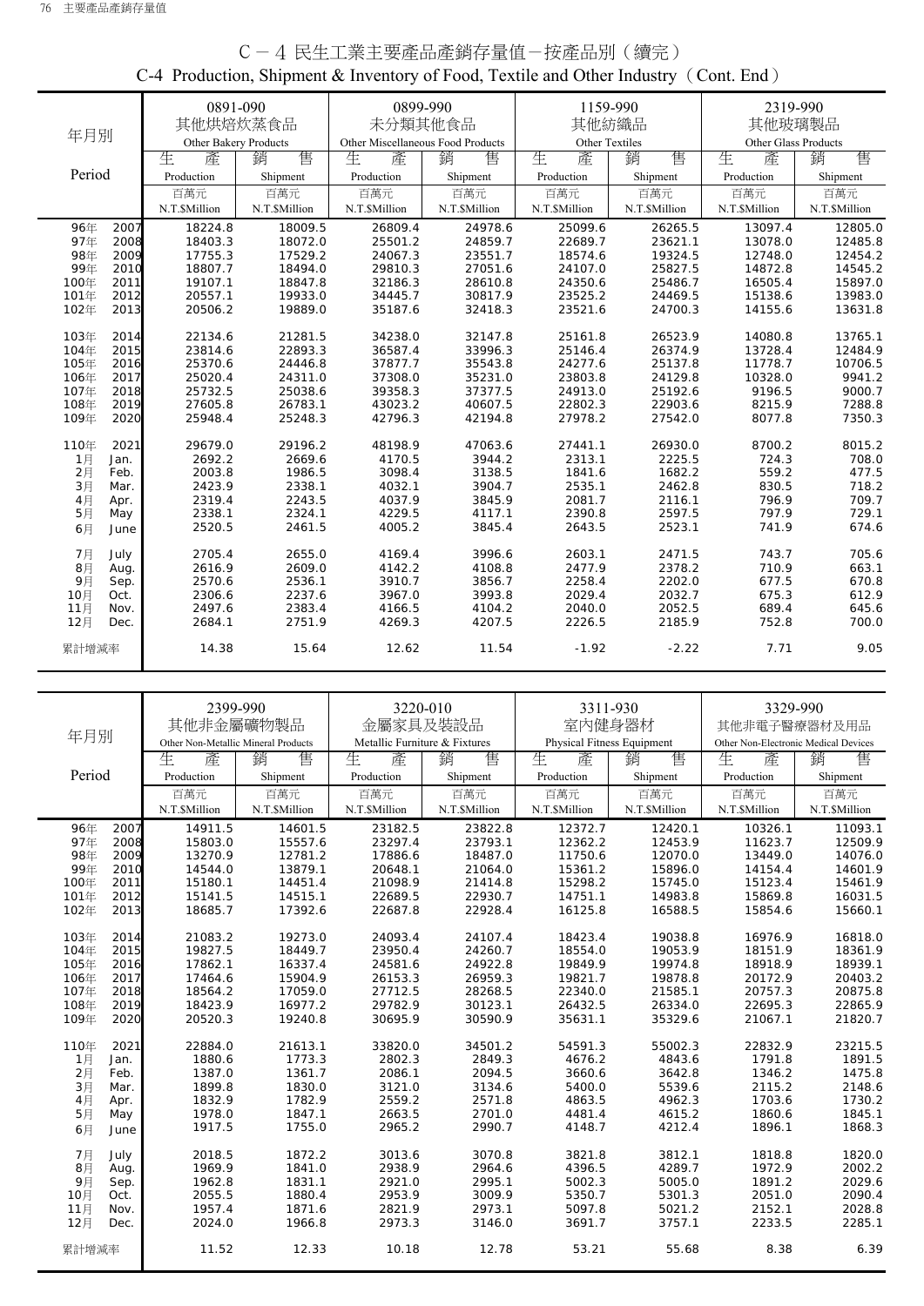# C－4 民生工業主要產品產銷存量值－按產品別（續完）

## C-4 Production, Shipment & Inventory of Food, Textile and Other Industry（Cont. End）

| 年月別 Period | 0891-090 其他烘焙炊蒸食品 Other Bakery Products | | 0899-990 未分類其他食品 Other Miscellaneous Food Products | | 1159-990 其他紡織品 Other Textiles | | 2319-990 其他玻璃製品 Other Glass Products | |
|---|---|---|---|---|---|---|---|---|
| | 生產 Production | 銷售 Shipment | 生產 Production | 銷售 Shipment | 生產 Production | 銷售 Shipment | 生產 Production | 銷售 Shipment |
| | 百萬元 N.T.$Million | 百萬元 N.T.$Million | 百萬元 N.T.$Million | 百萬元 N.T.$Million | 百萬元 N.T.$Million | 百萬元 N.T.$Million | 百萬元 N.T.$Million | 百萬元 N.T.$Million |
| 96年 2007 | 18224.8 | 18009.5 | 26809.4 | 24978.6 | 25099.6 | 26265.5 | 13097.4 | 12805.0 |
| 97年 2008 | 18403.3 | 18072.0 | 25501.2 | 24859.7 | 22689.7 | 23621.1 | 13078.0 | 12485.8 |
| 98年 2009 | 17755.3 | 17529.2 | 24067.3 | 23551.7 | 18574.6 | 19324.5 | 12748.0 | 12454.2 |
| 99年 2010 | 18807.7 | 18494.0 | 29810.3 | 27051.6 | 24107.0 | 25827.5 | 14872.8 | 14545.2 |
| 100年 2011 | 19107.1 | 18847.8 | 32186.3 | 28610.8 | 24350.6 | 25486.7 | 16505.4 | 15897.0 |
| 101年 2012 | 20557.1 | 19933.0 | 34445.7 | 30817.9 | 23525.2 | 24469.5 | 15138.6 | 13983.0 |
| 102年 2013 | 20506.2 | 19889.0 | 35187.6 | 32418.3 | 23521.6 | 24700.3 | 14155.6 | 13631.8 |
| 103年 2014 | 22134.6 | 21281.5 | 34238.0 | 32147.8 | 25161.8 | 26523.9 | 14080.8 | 13765.1 |
| 104年 2015 | 23814.6 | 22893.3 | 36587.4 | 33996.3 | 25146.4 | 26374.9 | 13728.4 | 12484.9 |
| 105年 2016 | 25370.6 | 24446.8 | 37877.7 | 35543.8 | 24277.6 | 25137.8 | 11778.7 | 10706.5 |
| 106年 2017 | 25020.4 | 24311.0 | 37308.0 | 35231.0 | 23803.8 | 24129.8 | 10328.0 | 9941.2 |
| 107年 2018 | 25732.5 | 25038.6 | 39358.3 | 37377.5 | 24913.0 | 25192.6 | 9196.5 | 9000.7 |
| 108年 2019 | 27605.8 | 26783.1 | 43023.2 | 40607.5 | 22802.3 | 22903.6 | 8215.9 | 7288.8 |
| 109年 2020 | 25948.4 | 25248.3 | 42796.3 | 42194.8 | 27978.2 | 27542.0 | 8077.8 | 7350.3 |
| 110年 2021 | 29679.0 | 29196.2 | 48198.9 | 47063.6 | 27441.1 | 26930.0 | 8700.2 | 8015.2 |
| 1月 Jan. | 2692.2 | 2669.6 | 4170.5 | 3944.2 | 2313.1 | 2225.5 | 724.3 | 708.0 |
| 2月 Feb. | 2003.8 | 1986.5 | 3098.4 | 3138.5 | 1841.6 | 1682.2 | 559.2 | 477.5 |
| 3月 Mar. | 2423.9 | 2338.1 | 4032.1 | 3904.7 | 2535.1 | 2462.8 | 830.5 | 718.2 |
| 4月 Apr. | 2319.4 | 2243.5 | 4037.9 | 3845.9 | 2081.7 | 2116.1 | 796.9 | 709.7 |
| 5月 May | 2338.1 | 2324.1 | 4229.5 | 4117.1 | 2390.8 | 2597.5 | 797.9 | 729.1 |
| 6月 June | 2520.5 | 2461.5 | 4005.2 | 3845.4 | 2643.5 | 2523.1 | 741.9 | 674.6 |
| 7月 July | 2705.4 | 2655.0 | 4169.4 | 3996.6 | 2603.1 | 2471.5 | 743.7 | 705.6 |
| 8月 Aug. | 2616.9 | 2609.0 | 4142.2 | 4108.8 | 2477.9 | 2378.2 | 710.9 | 663.1 |
| 9月 Sep. | 2570.6 | 2536.1 | 3910.7 | 3856.7 | 2258.4 | 2202.0 | 677.5 | 670.8 |
| 10月 Oct. | 2306.6 | 2237.6 | 3967.0 | 3993.8 | 2029.4 | 2032.7 | 675.3 | 612.9 |
| 11月 Nov. | 2497.6 | 2383.4 | 4166.5 | 4104.2 | 2040.0 | 2052.5 | 689.4 | 645.6 |
| 12月 Dec. | 2684.1 | 2751.9 | 4269.3 | 4207.5 | 2226.5 | 2185.9 | 752.8 | 700.0 |
| 累計增減率 | 14.38 | 15.64 | 12.62 | 11.54 | -1.92 | -2.22 | 7.71 | 9.05 |

| 年月別 Period | 2399-990 其他非金屬礦物製品 Other Non-Metallic Mineral Products | | 3220-010 金屬家具及裝設品 Metallic Furniture & Fixtures | | 3311-930 室內健身器材 Physical Fitness Equipment | | 3329-990 其他非電子醫療器材及用品 Other Non-Electronic Medical Devices | |
|---|---|---|---|---|---|---|---|---|
| | 生產 Production | 銷售 Shipment | 生產 Production | 銷售 Shipment | 生產 Production | 銷售 Shipment | 生產 Production | 銷售 Shipment |
| | 百萬元 N.T.$Million | 百萬元 N.T.$Million | 百萬元 N.T.$Million | 百萬元 N.T.$Million | 百萬元 N.T.$Million | 百萬元 N.T.$Million | 百萬元 N.T.$Million | 百萬元 N.T.$Million |
| 96年 2007 | 14911.5 | 14601.5 | 23182.5 | 23822.8 | 12372.7 | 12420.1 | 10326.1 | 11093.1 |
| 97年 2008 | 15803.0 | 15557.6 | 23297.4 | 23793.1 | 12362.2 | 12453.9 | 11623.7 | 12509.9 |
| 98年 2009 | 13270.9 | 12781.2 | 17886.6 | 18487.0 | 11750.6 | 12070.0 | 13449.0 | 14076.0 |
| 99年 2010 | 14544.0 | 13879.1 | 20648.1 | 21064.0 | 15361.2 | 15896.0 | 14154.4 | 14601.9 |
| 100年 2011 | 15180.1 | 14451.4 | 21098.9 | 21414.8 | 15298.2 | 15745.0 | 15123.4 | 15461.9 |
| 101年 2012 | 15141.5 | 14515.1 | 22689.5 | 22930.7 | 14751.1 | 14983.8 | 15869.8 | 16031.5 |
| 102年 2013 | 18685.7 | 17392.6 | 22687.8 | 22928.4 | 16125.8 | 16588.5 | 15854.6 | 15660.1 |
| 103年 2014 | 21083.2 | 19273.0 | 24093.4 | 24107.4 | 18423.4 | 19038.8 | 16976.9 | 16818.0 |
| 104年 2015 | 19827.5 | 18449.7 | 23950.4 | 24260.7 | 18554.0 | 19053.9 | 18151.9 | 18361.9 |
| 105年 2016 | 17862.1 | 16337.4 | 24581.6 | 24922.8 | 19849.9 | 19974.8 | 18918.9 | 18939.1 |
| 106年 2017 | 17464.6 | 15904.9 | 26153.3 | 26959.3 | 19821.7 | 19878.8 | 20172.9 | 20403.2 |
| 107年 2018 | 18564.2 | 17059.0 | 27712.5 | 28268.5 | 22340.0 | 21585.1 | 20757.3 | 20875.8 |
| 108年 2019 | 18423.9 | 16977.2 | 29782.9 | 30123.1 | 26432.5 | 26334.0 | 22695.3 | 22865.9 |
| 109年 2020 | 20520.3 | 19240.8 | 30695.9 | 30590.9 | 35631.1 | 35329.6 | 21067.1 | 21820.7 |
| 110年 2021 | 22884.0 | 21613.1 | 33820.0 | 34501.2 | 54591.3 | 55002.3 | 22832.9 | 23215.5 |
| 1月 Jan. | 1880.6 | 1773.3 | 2802.3 | 2849.3 | 4676.2 | 4843.6 | 1791.8 | 1891.5 |
| 2月 Feb. | 1387.0 | 1361.7 | 2086.1 | 2094.5 | 3660.6 | 3642.8 | 1346.2 | 1475.8 |
| 3月 Mar. | 1899.8 | 1830.0 | 3121.0 | 3134.6 | 5400.0 | 5539.6 | 2115.2 | 2148.6 |
| 4月 Apr. | 1832.9 | 1782.9 | 2559.2 | 2571.8 | 4863.5 | 4962.3 | 1703.6 | 1730.2 |
| 5月 May | 1978.0 | 1847.1 | 2663.5 | 2701.0 | 4481.4 | 4615.2 | 1860.6 | 1845.1 |
| 6月 June | 1917.5 | 1755.0 | 2965.2 | 2990.7 | 4148.7 | 4212.4 | 1896.1 | 1868.3 |
| 7月 July | 2018.5 | 1872.2 | 3013.6 | 3070.8 | 3821.8 | 3812.1 | 1818.8 | 1820.0 |
| 8月 Aug. | 1969.9 | 1841.0 | 2938.9 | 2964.6 | 4396.5 | 4289.7 | 1972.9 | 2002.2 |
| 9月 Sep. | 1962.8 | 1831.1 | 2921.0 | 2995.1 | 5002.3 | 5005.0 | 1891.2 | 2029.6 |
| 10月 Oct. | 2055.5 | 1880.4 | 2953.9 | 3009.9 | 5350.7 | 5301.3 | 2051.0 | 2090.4 |
| 11月 Nov. | 1957.4 | 1871.6 | 2821.9 | 2973.1 | 5097.8 | 5021.2 | 2152.1 | 2028.8 |
| 12月 Dec. | 2024.0 | 1966.8 | 2973.3 | 3146.0 | 3691.7 | 3757.1 | 2233.5 | 2285.1 |
| 累計增減率 | 11.52 | 12.33 | 10.18 | 12.78 | 53.21 | 55.68 | 8.38 | 6.39 |